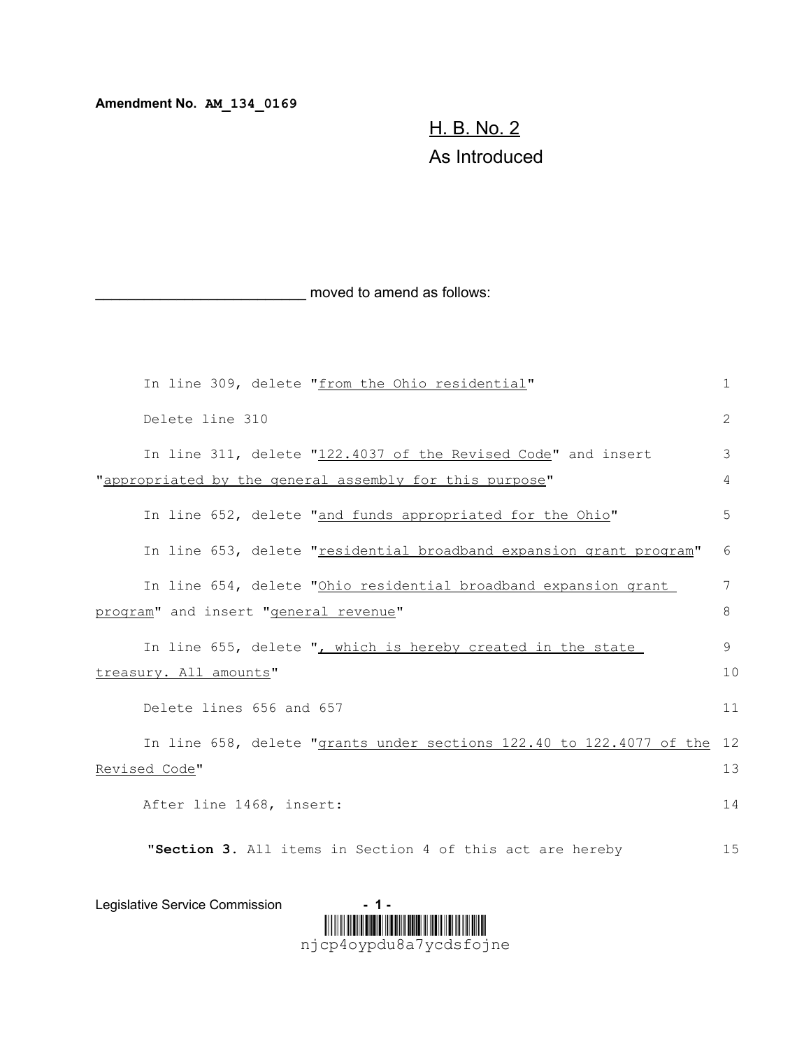**Amendment No. AM_134_0169**

H. B. No. 2
As Introduced

_________________________ moved to amend as follows:

In line 309, delete "from the Ohio residential" 1

Delete line 310 2

In line 311, delete "122.4037 of the Revised Code" and insert 3
"appropriated by the general assembly for this purpose" 4

In line 652, delete "and funds appropriated for the Ohio" 5

In line 653, delete "residential broadband expansion grant program" 6

In line 654, delete "Ohio residential broadband expansion grant 7
program" and insert "general revenue" 8

In line 655, delete ", which is hereby created in the state 9
treasury. All amounts" 10

Delete lines 656 and 657 11

In line 658, delete "grants under sections 122.40 to 122.4077 of the 12
Revised Code" 13

After line 1468, insert: 14

"**Section 3.** All items in Section 4 of this act are hereby 15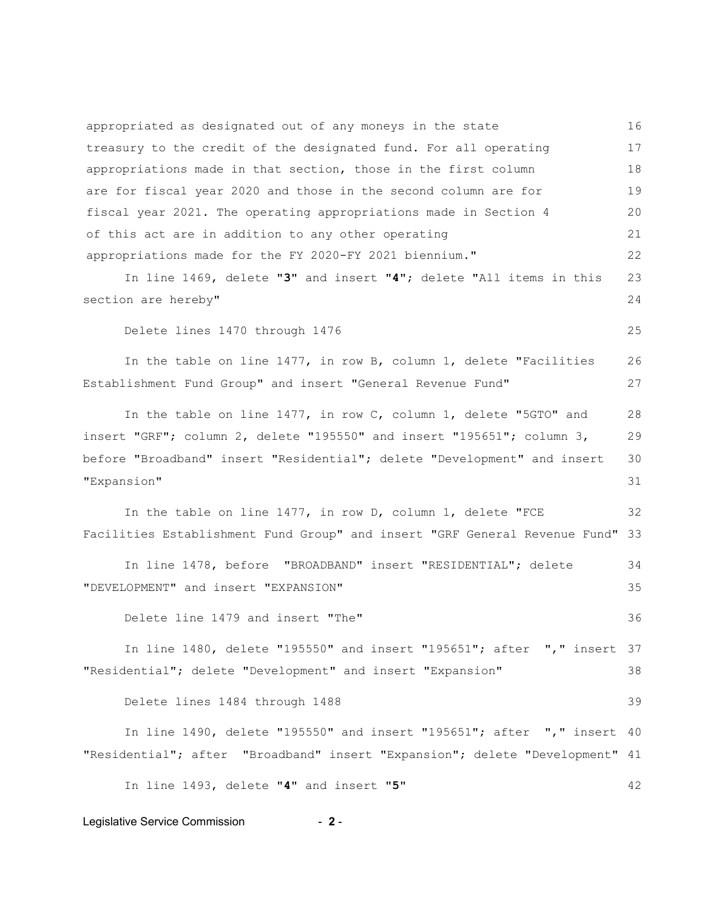appropriated as designated out of any moneys in the state treasury to the credit of the designated fund. For all operating appropriations made in that section, those in the first column are for fiscal year 2020 and those in the second column are for fiscal year 2021. The operating appropriations made in Section 4 of this act are in addition to any other operating appropriations made for the FY 2020-FY 2021 biennium."

In line 1469, delete "**3**" and insert "**4**"; delete "All items in this section are hereby"

Delete lines 1470 through 1476

In the table on line 1477, in row B, column 1, delete "Facilities Establishment Fund Group" and insert "General Revenue Fund"

In the table on line 1477, in row C, column 1, delete "5GTO" and insert "GRF"; column 2, delete "195550" and insert "195651"; column 3, before "Broadband" insert "Residential"; delete "Development" and insert "Expansion"

In the table on line 1477, in row D, column 1, delete "FCE Facilities Establishment Fund Group" and insert "GRF General Revenue Fund"

In line 1478, before "BROADBAND" insert "RESIDENTIAL"; delete "DEVELOPMENT" and insert "EXPANSION"

Delete line 1479 and insert "The"

In line 1480, delete "195550" and insert "195651"; after "," insert "Residential"; delete "Development" and insert "Expansion"

Delete lines 1484 through 1488

In line 1490, delete "195550" and insert "195651"; after "," insert "Residential"; after "Broadband" insert "Expansion"; delete "Development"

In line 1493, delete "**4**" and insert "**5**"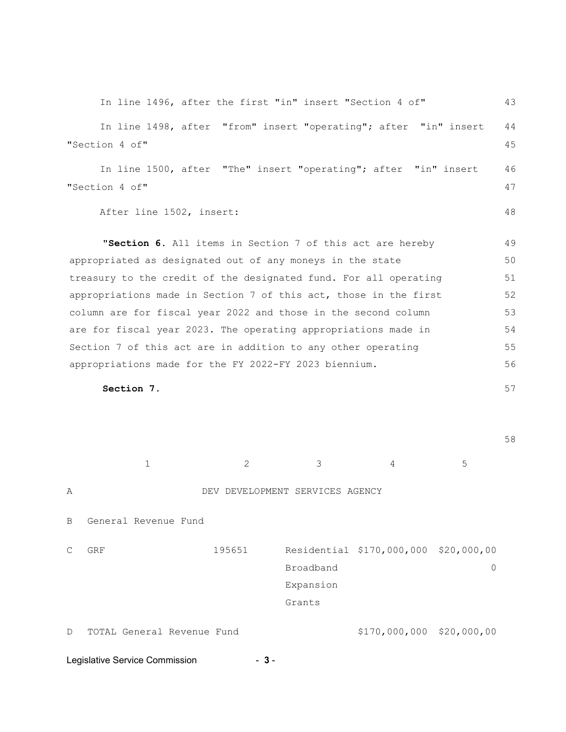In line 1496, after the first "in" insert "Section 4 of"

In line 1498, after "from" insert "operating"; after "in" insert "Section 4 of"

In line 1500, after "The" insert "operating"; after "in" insert "Section 4 of"

After line 1502, insert:

"**Section 6.** All items in Section 7 of this act are hereby appropriated as designated out of any moneys in the state treasury to the credit of the designated fund. For all operating appropriations made in Section 7 of this act, those in the first column are for fiscal year 2022 and those in the second column are for fiscal year 2023. The operating appropriations made in Section 7 of this act are in addition to any other operating appropriations made for the FY 2022-FY 2023 biennium.

**Section 7.**

| | 1 | 2 | 3 | 4 | 5 |
|---|---|---|---|---|---|
| A | | DEV DEVELOPMENT SERVICES AGENCY | | | |
| B | General Revenue Fund | | | | |
| C | GRF | 195651 | Residential Broadband Expansion Grants | $170,000,000 | $20,000,000 |
| D | TOTAL General Revenue Fund | | | $170,000,000 | $20,000,00 |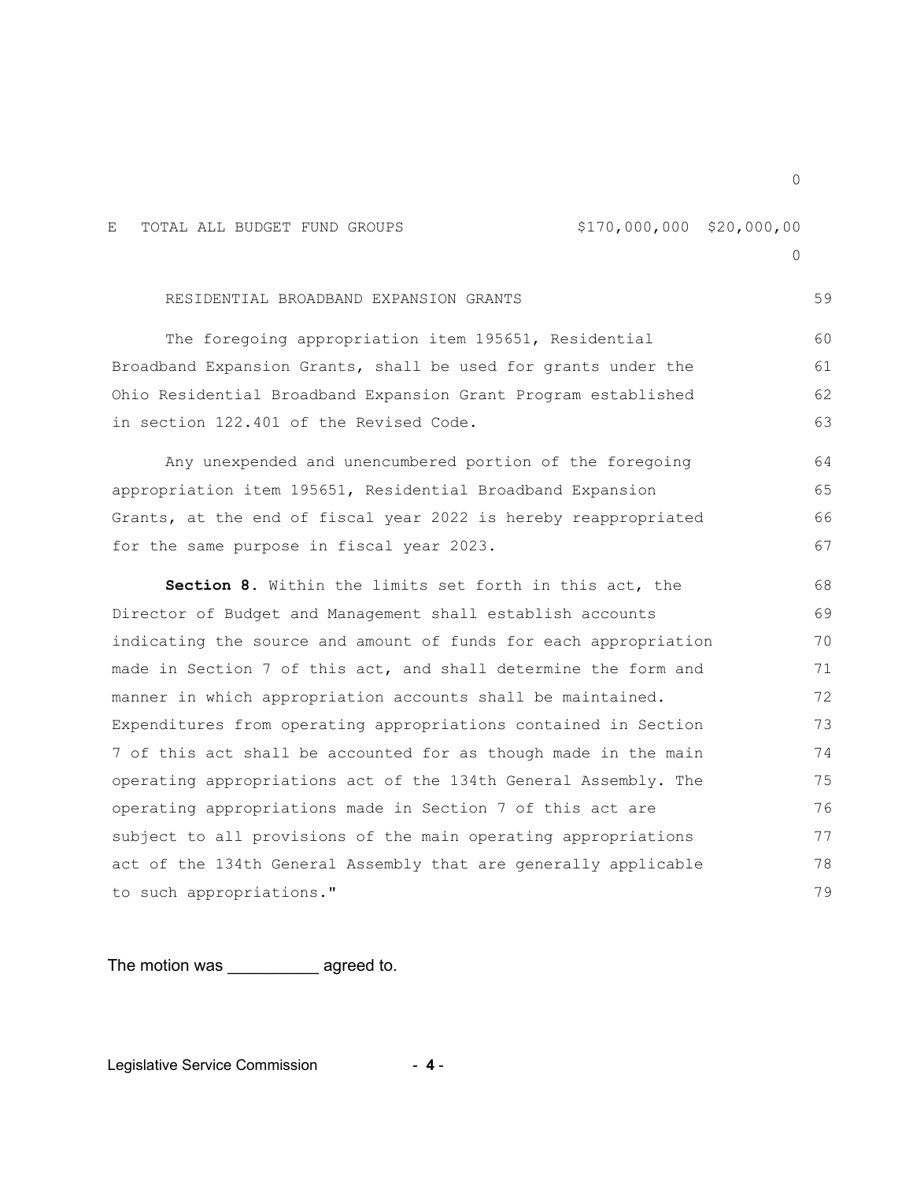| | | | |
|---|---|---|---|
| | | | 0 |
| E | TOTAL ALL BUDGET FUND GROUPS | $170,000,000 | $20,000,000 |

RESIDENTIAL BROADBAND EXPANSION GRANTS

The foregoing appropriation item 195651, Residential Broadband Expansion Grants, shall be used for grants under the Ohio Residential Broadband Expansion Grant Program established in section 122.401 of the Revised Code.

Any unexpended and unencumbered portion of the foregoing appropriation item 195651, Residential Broadband Expansion Grants, at the end of fiscal year 2022 is hereby reappropriated for the same purpose in fiscal year 2023.

**Section 8.** Within the limits set forth in this act, the Director of Budget and Management shall establish accounts indicating the source and amount of funds for each appropriation made in Section 7 of this act, and shall determine the form and manner in which appropriation accounts shall be maintained. Expenditures from operating appropriations contained in Section 7 of this act shall be accounted for as though made in the main operating appropriations act of the 134th General Assembly. The operating appropriations made in Section 7 of this act are subject to all provisions of the main operating appropriations act of the 134th General Assembly that are generally applicable to such appropriations."

The motion was __________ agreed to.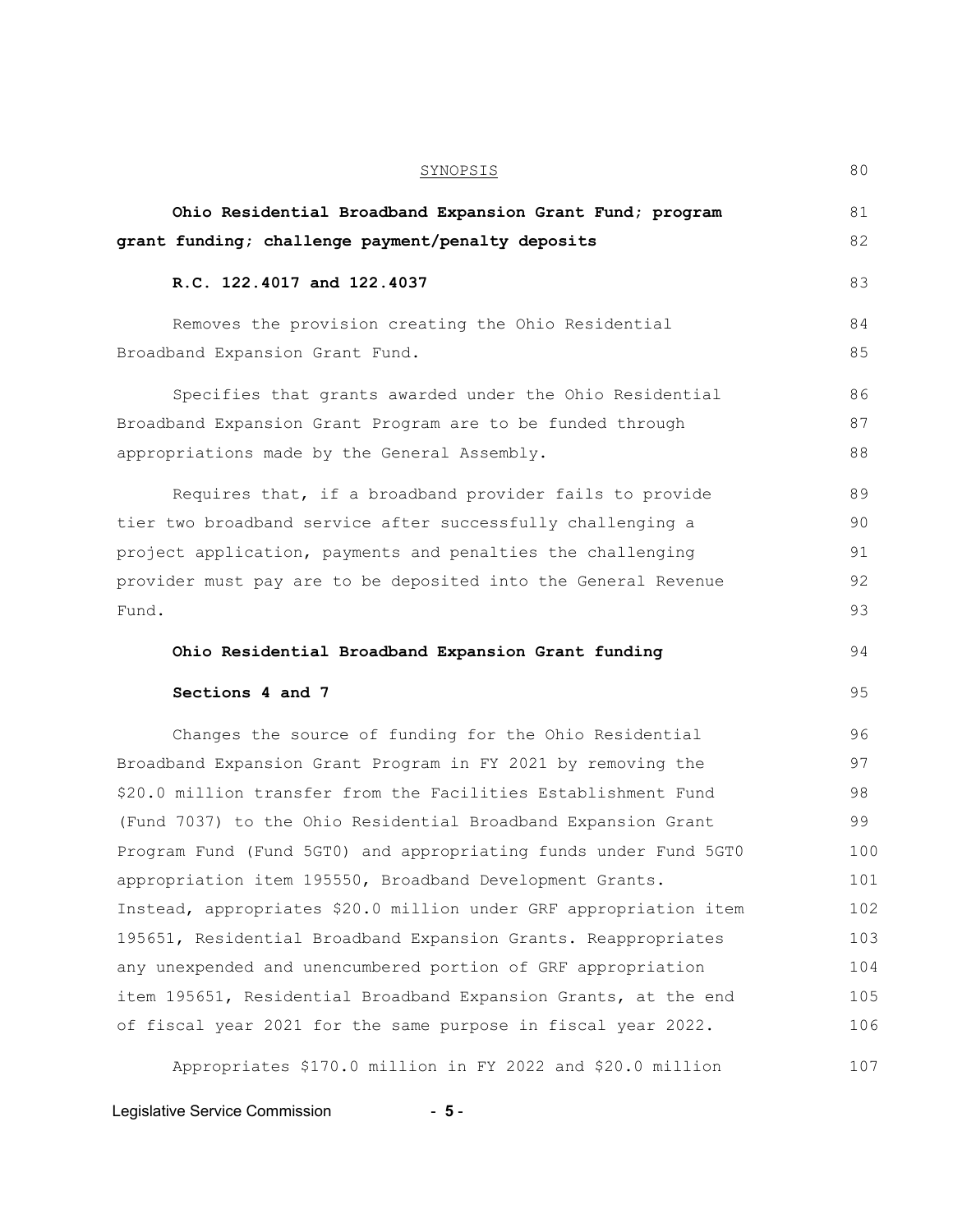SYNOPSIS

**Ohio Residential Broadband Expansion Grant Fund; program grant funding; challenge payment/penalty deposits**

**R.C. 122.4017 and 122.4037**

Removes the provision creating the Ohio Residential Broadband Expansion Grant Fund.

Specifies that grants awarded under the Ohio Residential Broadband Expansion Grant Program are to be funded through appropriations made by the General Assembly.

Requires that, if a broadband provider fails to provide tier two broadband service after successfully challenging a project application, payments and penalties the challenging provider must pay are to be deposited into the General Revenue Fund.

**Ohio Residential Broadband Expansion Grant funding**

**Sections 4 and 7**

Changes the source of funding for the Ohio Residential Broadband Expansion Grant Program in FY 2021 by removing the $20.0 million transfer from the Facilities Establishment Fund (Fund 7037) to the Ohio Residential Broadband Expansion Grant Program Fund (Fund 5GT0) and appropriating funds under Fund 5GT0 appropriation item 195550, Broadband Development Grants. Instead, appropriates $20.0 million under GRF appropriation item 195651, Residential Broadband Expansion Grants. Reappropriates any unexpended and unencumbered portion of GRF appropriation item 195651, Residential Broadband Expansion Grants, at the end of fiscal year 2021 for the same purpose in fiscal year 2022.

Appropriates $170.0 million in FY 2022 and $20.0 million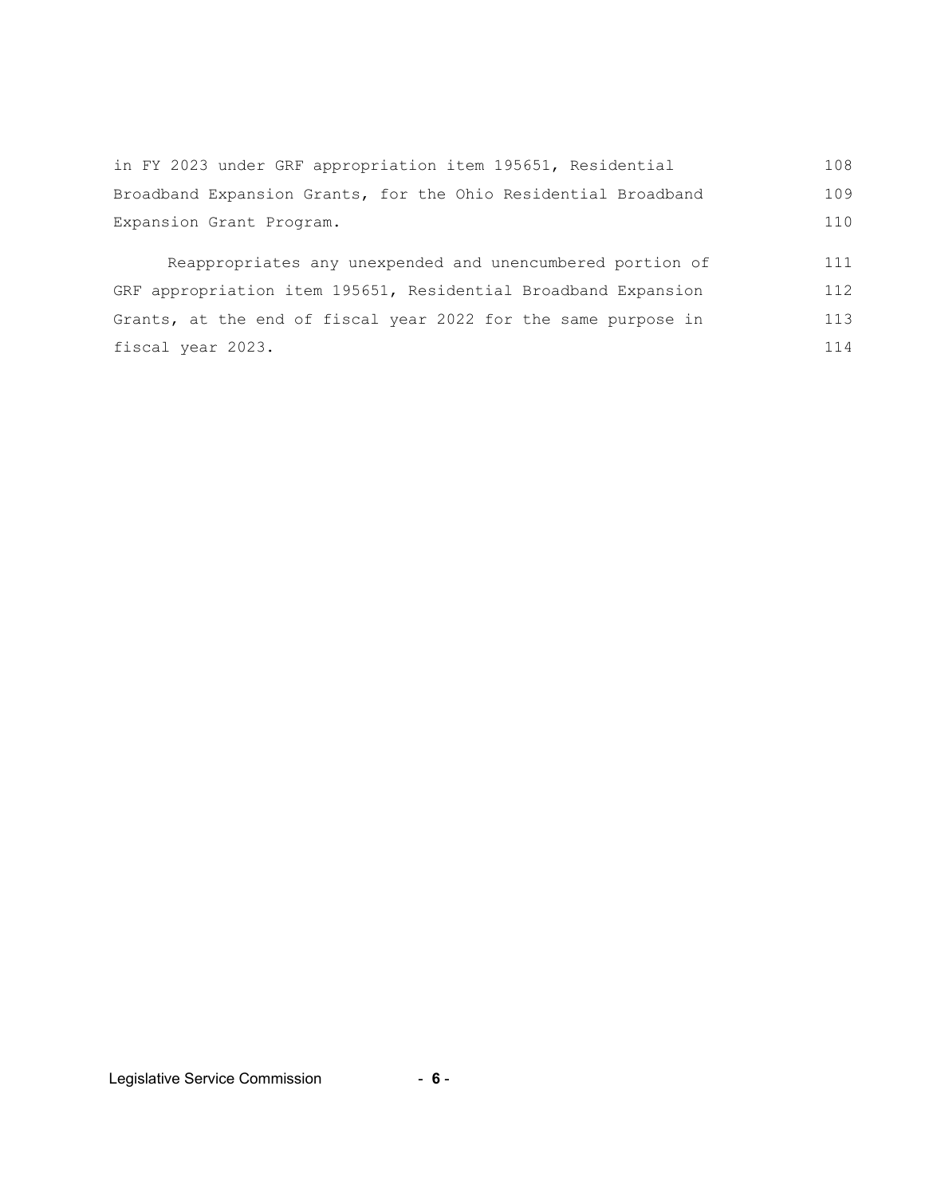in FY 2023 under GRF appropriation item 195651, Residential Broadband Expansion Grants, for the Ohio Residential Broadband Expansion Grant Program.

Reappropriates any unexpended and unencumbered portion of GRF appropriation item 195651, Residential Broadband Expansion Grants, at the end of fiscal year 2022 for the same purpose in fiscal year 2023.